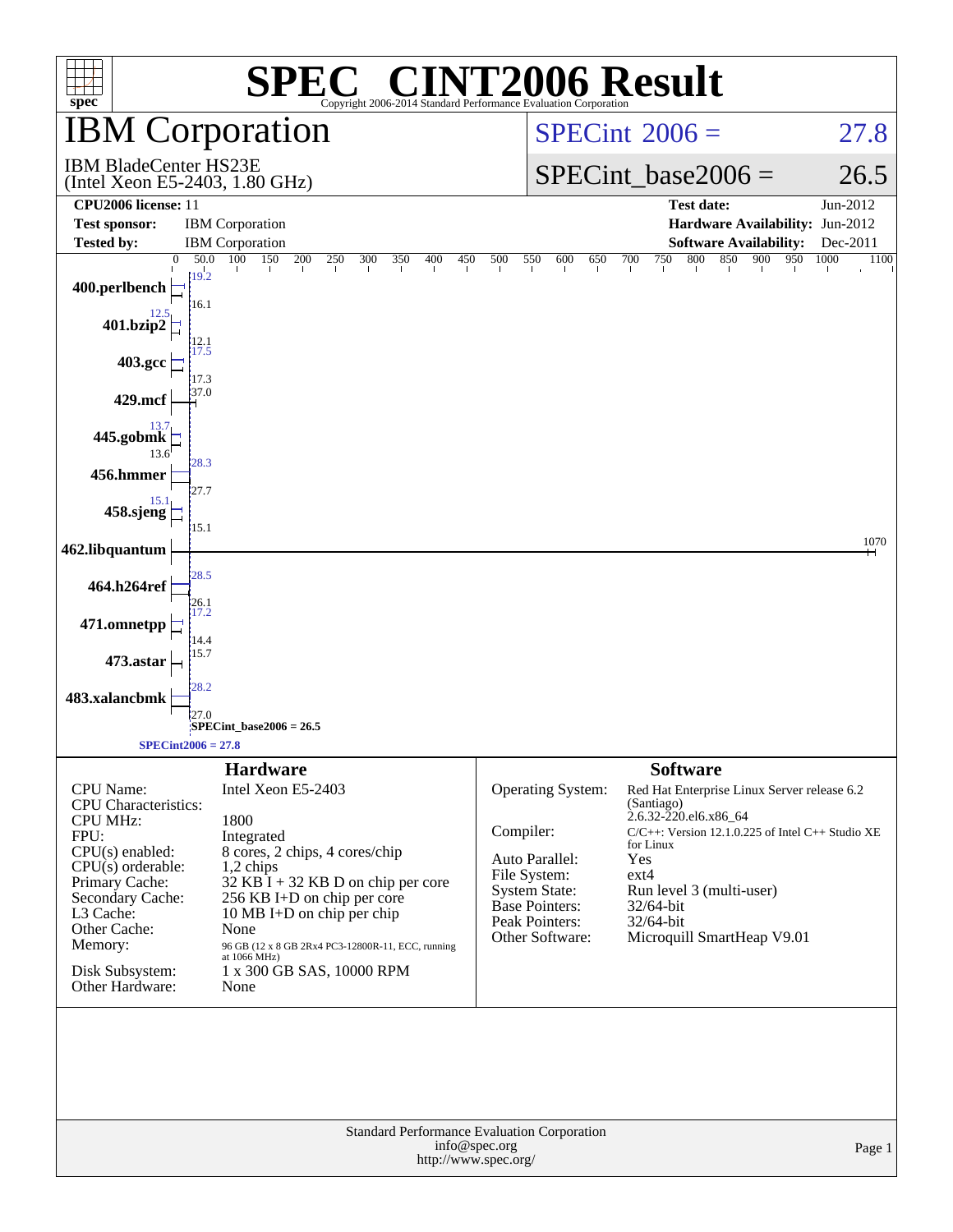# SPEC® CINT2006 Result

Copyright 2006-2014 Standard Performance Evaluation Corporation

## IBM Corporation

IBM BladeCenter HS23E
(Intel Xeon E5-2403, 1.80 GHz)

**SPECint 2006 = 27.8**

**SPECint_base2006 = 26.5**

| | | | |
|---|---|---|---|
| **CPU2006 license:** 11 | | **Test date:** | Jun-2012 |
| **Test sponsor:** | IBM Corporation | **Hardware Availability:** | Jun-2012 |
| **Tested by:** | IBM Corporation | **Software Availability:** | Dec-2011 |

| Benchmark | Peak | Base |
|---|---|---|
| 400.perlbench | 19.2 | 16.1 |
| 401.bzip2 | 12.5 | 12.1 |
| 403.gcc | 17.5 | 17.3 |
| 429.mcf | 37.0 | |
| 445.gobmk | 13.7 | 13.6 |
| 456.hmmer | 28.3 | 27.7 |
| 458.sjeng | 15.1 | 15.1 |
| 462.libquantum | 1070 | |
| 464.h264ref | 28.5 | 26.1 |
| 471.omnetpp | 17.2 | 14.4 |
| 473.astar | 15.7 | |
| 483.xalancbmk | 28.2 | 27.0 |

SPECint_base2006 = 26.5

SPECint2006 = 27.8

## Hardware

| | |
|---|---|
| CPU Name: | Intel Xeon E5-2403 |
| CPU Characteristics: | |
| CPU MHz: | 1800 |
| FPU: | Integrated |
| CPU(s) enabled: | 8 cores, 2 chips, 4 cores/chip |
| CPU(s) orderable: | 1,2 chips |
| Primary Cache: | 32 KB I + 32 KB D on chip per core |
| Secondary Cache: | 256 KB I+D on chip per core |
| L3 Cache: | 10 MB I+D on chip per chip |
| Other Cache: | None |
| Memory: | 96 GB (12 x 8 GB 2Rx4 PC3-12800R-11, ECC, running at 1066 MHz) |
| Disk Subsystem: | 1 x 300 GB SAS, 10000 RPM |
| Other Hardware: | None |

## Software

| | |
|---|---|
| Operating System: | Red Hat Enterprise Linux Server release 6.2 (Santiago) 2.6.32-220.el6.x86_64 |
| Compiler: | C/C++: Version 12.1.0.225 of Intel C++ Studio XE for Linux |
| Auto Parallel: | Yes |
| File System: | ext4 |
| System State: | Run level 3 (multi-user) |
| Base Pointers: | 32/64-bit |
| Peak Pointers: | 32/64-bit |
| Other Software: | Microquill SmartHeap V9.01 |

Standard Performance Evaluation Corporation
info@spec.org
http://www.spec.org/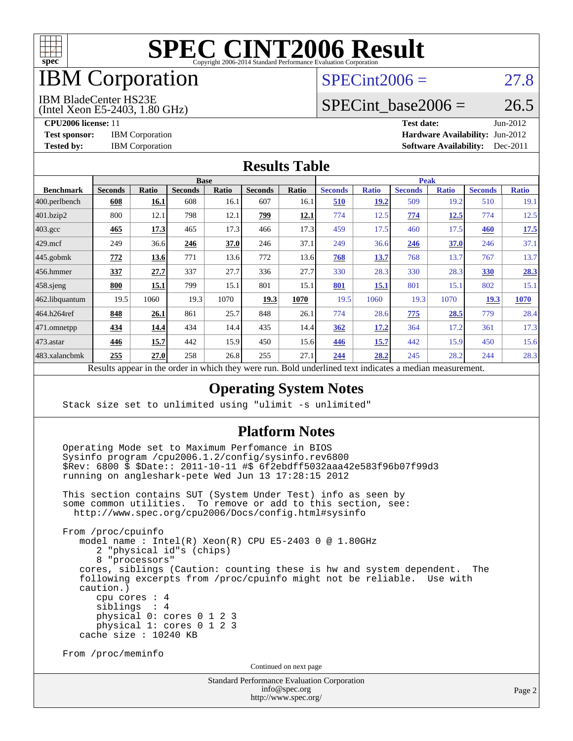# SPEC CINT2006 Result

Copyright 2006-2014 Standard Performance Evaluation Corporation

# IBM Corporation

IBM BladeCenter HS23E
(Intel Xeon E5-2403, 1.80 GHz)

SPECint2006 = 27.8

SPECint_base2006 = 26.5

**CPU2006 license:** 11
**Test sponsor:** IBM Corporation
**Tested by:** IBM Corporation

**Test date:** Jun-2012
**Hardware Availability:** Jun-2012
**Software Availability:** Dec-2011

## Results Table

| Benchmark | Base | | | | | | Peak | | | | | |
|---|---|---|---|---|---|---|---|---|---|---|---|---|
| | Seconds | Ratio | Seconds | Ratio | Seconds | Ratio | Seconds | Ratio | Seconds | Ratio | Seconds | Ratio |
| 400.perlbench | **608** | **16.1** | 608 | 16.1 | 607 | 16.1 | **510** | **19.2** | 509 | 19.2 | 510 | 19.1 |
| 401.bzip2 | 800 | 12.1 | 798 | 12.1 | **799** | **12.1** | 774 | 12.5 | **774** | **12.5** | 774 | 12.5 |
| 403.gcc | **465** | **17.3** | 465 | 17.3 | 466 | 17.3 | 459 | 17.5 | 460 | 17.5 | **460** | **17.5** |
| 429.mcf | 249 | 36.6 | **246** | **37.0** | 246 | 37.1 | 249 | 36.6 | **246** | **37.0** | 246 | 37.1 |
| 445.gobmk | **772** | **13.6** | 771 | 13.6 | 772 | 13.6 | **768** | **13.7** | 768 | 13.7 | 767 | 13.7 |
| 456.hmmer | **337** | **27.7** | 337 | 27.7 | 336 | 27.7 | 330 | 28.3 | 330 | 28.3 | **330** | **28.3** |
| 458.sjeng | **800** | **15.1** | 799 | 15.1 | 801 | 15.1 | **801** | **15.1** | 801 | 15.1 | 802 | 15.1 |
| 462.libquantum | 19.5 | 1060 | 19.3 | 1070 | **19.3** | **1070** | 19.5 | 1060 | 19.3 | 1070 | **19.3** | **1070** |
| 464.h264ref | **848** | **26.1** | 861 | 25.7 | 848 | 26.1 | 774 | 28.6 | **775** | **28.5** | 779 | 28.4 |
| 471.omnetpp | **434** | **14.4** | 434 | 14.4 | 435 | 14.4 | **362** | **17.2** | 364 | 17.2 | 361 | 17.3 |
| 473.astar | **446** | **15.7** | 442 | 15.9 | 450 | 15.6 | **446** | **15.7** | 442 | 15.9 | 450 | 15.6 |
| 483.xalancbmk | **255** | **27.0** | 258 | 26.8 | 255 | 27.1 | **244** | **28.2** | 245 | 28.2 | 244 | 28.3 |

Results appear in the order in which they were run. Bold underlined text indicates a median measurement.

## Operating System Notes

```
Stack size set to unlimited using "ulimit -s unlimited"
```

## Platform Notes

```
Operating Mode set to Maximum Perfomance in BIOS
Sysinfo program /cpu2006.1.2/config/sysinfo.rev6800
$Rev: 6800 $ $Date:: 2011-10-11 #$ 6f2ebdff5032aaa42e583f96b07f99d3
running on angleshark-pete Wed Jun 13 17:28:15 2012

This section contains SUT (System Under Test) info as seen by
some common utilities.  To remove or add to this section, see:
  http://www.spec.org/cpu2006/Docs/config.html#sysinfo

From /proc/cpuinfo
   model name : Intel(R) Xeon(R) CPU E5-2403 0 @ 1.80GHz
      2 "physical id"s (chips)
      8 "processors"
   cores, siblings (Caution: counting these is hw and system dependent.  The
   following excerpts from /proc/cpuinfo might not be reliable.  Use with
   caution.)
      cpu cores : 4
      siblings  : 4
      physical 0: cores 0 1 2 3
      physical 1: cores 0 1 2 3
   cache size : 10240 KB

From /proc/meminfo
```

Continued on next page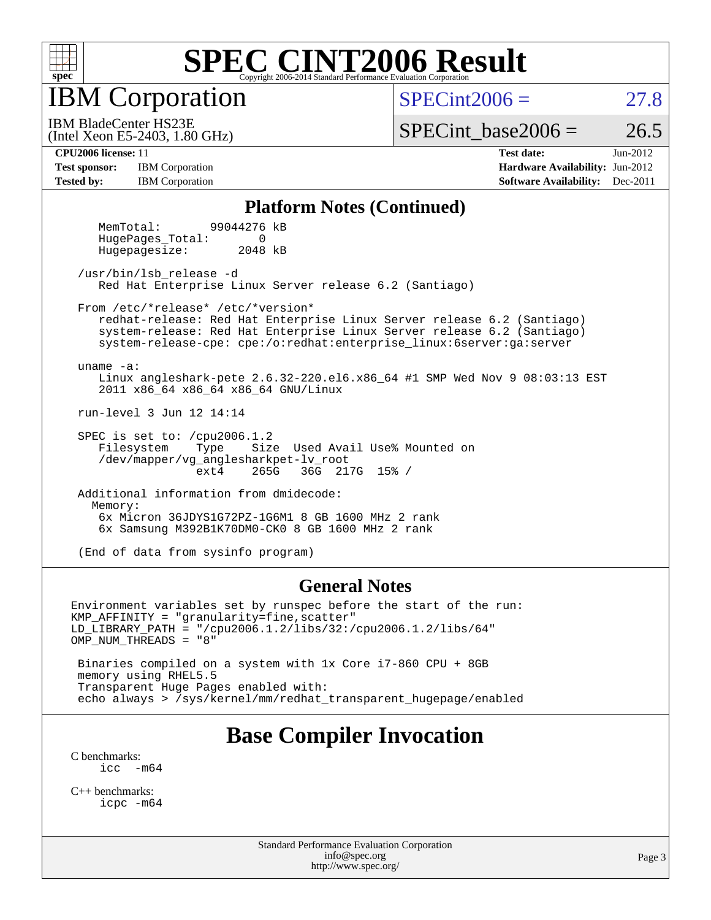# SPEC CINT2006 Result

Copyright 2006-2014 Standard Performance Evaluation Corporation

## IBM Corporation

IBM BladeCenter HS23E
(Intel Xeon E5-2403, 1.80 GHz)

SPECint2006 = 27.8

SPECint_base2006 = 26.5

| | | | |
|---|---|---|---|
| **CPU2006 license:** 11 | | **Test date:** | Jun-2012 |
| **Test sponsor:** | IBM Corporation | **Hardware Availability:** | Jun-2012 |
| **Tested by:** | IBM Corporation | **Software Availability:** | Dec-2011 |

### Platform Notes (Continued)

```
      MemTotal:       99044276 kB
      HugePages_Total:       0
      Hugepagesize:       2048 kB

   /usr/bin/lsb_release -d
      Red Hat Enterprise Linux Server release 6.2 (Santiago)

   From /etc/*release* /etc/*version*
      redhat-release: Red Hat Enterprise Linux Server release 6.2 (Santiago)
      system-release: Red Hat Enterprise Linux Server release 6.2 (Santiago)
      system-release-cpe: cpe:/o:redhat:enterprise_linux:6server:ga:server

   uname -a:
      Linux angleshark-pete 2.6.32-220.el6.x86_64 #1 SMP Wed Nov 9 08:03:13 EST
      2011 x86_64 x86_64 x86_64 GNU/Linux

   run-level 3 Jun 12 14:14

   SPEC is set to: /cpu2006.1.2
      Filesystem    Type    Size  Used Avail Use% Mounted on
      /dev/mapper/vg_anglesharkpet-lv_root
                    ext4    265G   36G  217G  15% /

   Additional information from dmidecode:
     Memory:
      6x Micron 36JDYS1G72PZ-1G6M1 8 GB 1600 MHz 2 rank
      6x Samsung M392B1K70DM0-CK0 8 GB 1600 MHz 2 rank

   (End of data from sysinfo program)
```

### General Notes

```
Environment variables set by runspec before the start of the run:
KMP_AFFINITY = "granularity=fine,scatter"
LD_LIBRARY_PATH = "/cpu2006.1.2/libs/32:/cpu2006.1.2/libs/64"
OMP_NUM_THREADS = "8"

 Binaries compiled on a system with 1x Core i7-860 CPU + 8GB
 memory using RHEL5.5
 Transparent Huge Pages enabled with:
 echo always > /sys/kernel/mm/redhat_transparent_hugepage/enabled
```

## Base Compiler Invocation

C benchmarks:
    icc -m64

C++ benchmarks:
    icpc -m64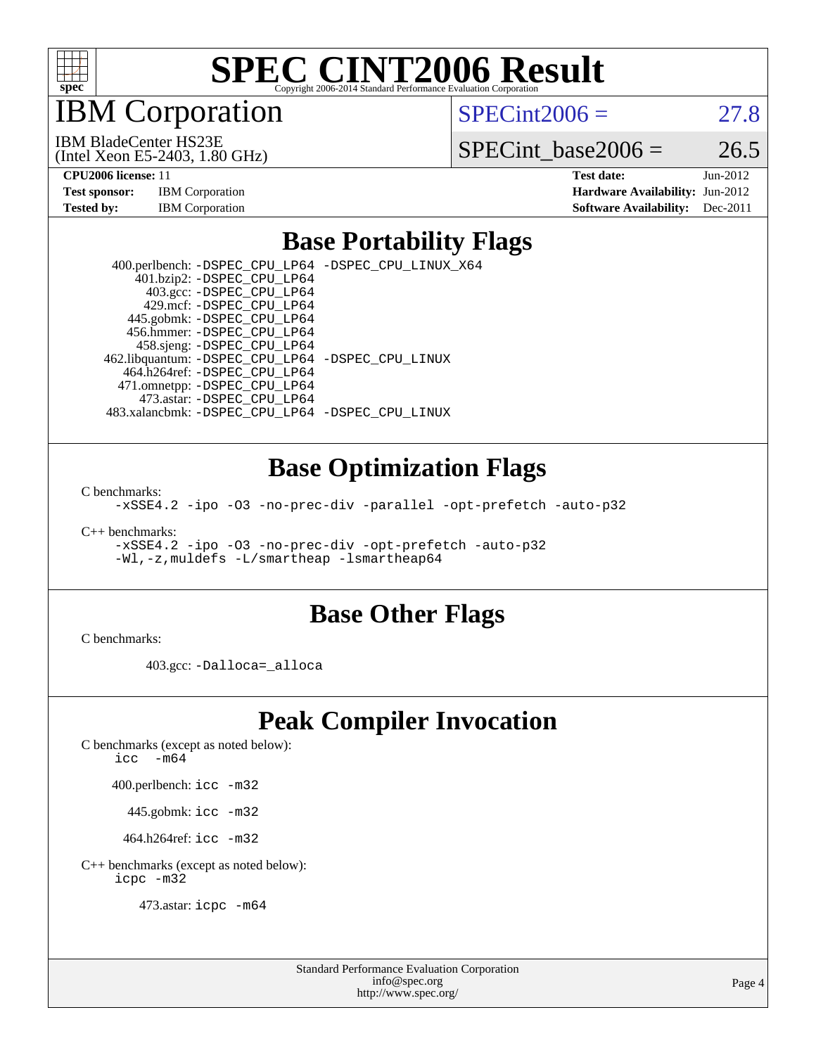# SPEC CINT2006 Result

Copyright 2006-2014 Standard Performance Evaluation Corporation

## IBM Corporation

IBM BladeCenter HS23E
(Intel Xeon E5-2403, 1.80 GHz)

SPECint2006 = 27.8

SPECint_base2006 = 26.5

| | | | |
|---|---|---|---|
| **CPU2006 license:** 11 | | **Test date:** | Jun-2012 |
| **Test sponsor:** | IBM Corporation | **Hardware Availability:** | Jun-2012 |
| **Tested by:** | IBM Corporation | **Software Availability:** | Dec-2011 |

## Base Portability Flags

400.perlbench: -DSPEC_CPU_LP64 -DSPEC_CPU_LINUX_X64
401.bzip2: -DSPEC_CPU_LP64
403.gcc: -DSPEC_CPU_LP64
429.mcf: -DSPEC_CPU_LP64
445.gobmk: -DSPEC_CPU_LP64
456.hmmer: -DSPEC_CPU_LP64
458.sjeng: -DSPEC_CPU_LP64
462.libquantum: -DSPEC_CPU_LP64 -DSPEC_CPU_LINUX
464.h264ref: -DSPEC_CPU_LP64
471.omnetpp: -DSPEC_CPU_LP64
473.astar: -DSPEC_CPU_LP64
483.xalancbmk: -DSPEC_CPU_LP64 -DSPEC_CPU_LINUX

## Base Optimization Flags

C benchmarks:
-xSSE4.2 -ipo -O3 -no-prec-div -parallel -opt-prefetch -auto-p32

C++ benchmarks:
-xSSE4.2 -ipo -O3 -no-prec-div -opt-prefetch -auto-p32
-Wl,-z,muldefs -L/smartheap -lsmartheap64

## Base Other Flags

C benchmarks:

403.gcc: -Dalloca=_alloca

## Peak Compiler Invocation

C benchmarks (except as noted below):
icc -m64

400.perlbench: icc -m32

445.gobmk: icc -m32

464.h264ref: icc -m32

C++ benchmarks (except as noted below):
icpc -m32

473.astar: icpc -m64

Standard Performance Evaluation Corporation
info@spec.org
http://www.spec.org/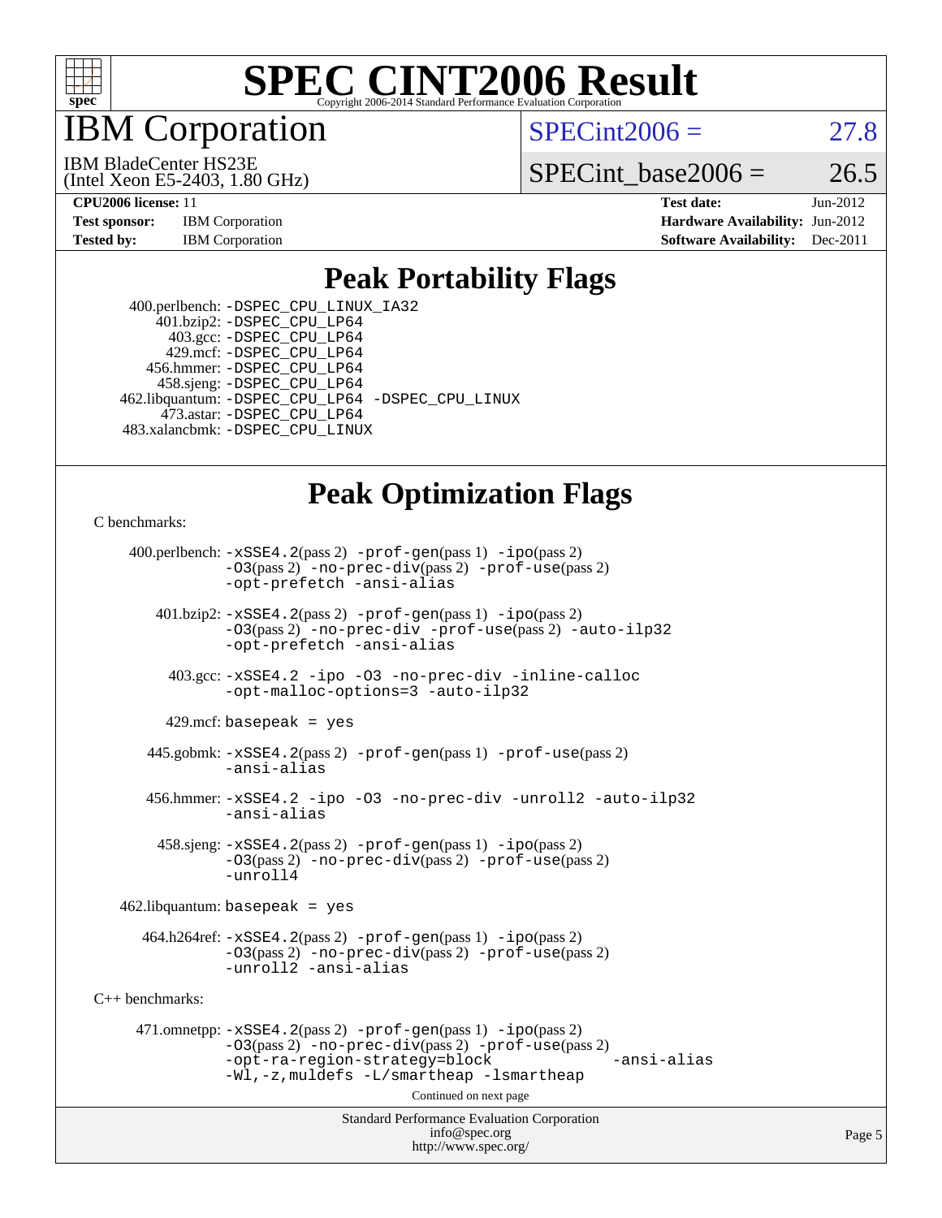# SPEC CINT2006 Result

Copyright 2006-2014 Standard Performance Evaluation Corporation

# IBM Corporation

IBM BladeCenter HS23E
(Intel Xeon E5-2403, 1.80 GHz)

SPECint2006 = 27.8

SPECint_base2006 = 26.5

| | | | |
|---|---|---|---|
| **CPU2006 license:** 11 | | **Test date:** | Jun-2012 |
| **Test sponsor:** | IBM Corporation | **Hardware Availability:** | Jun-2012 |
| **Tested by:** | IBM Corporation | **Software Availability:** | Dec-2011 |

## Peak Portability Flags

400.perlbench: -DSPEC_CPU_LINUX_IA32
401.bzip2: -DSPEC_CPU_LP64
403.gcc: -DSPEC_CPU_LP64
429.mcf: -DSPEC_CPU_LP64
456.hmmer: -DSPEC_CPU_LP64
458.sjeng: -DSPEC_CPU_LP64
462.libquantum: -DSPEC_CPU_LP64 -DSPEC_CPU_LINUX
473.astar: -DSPEC_CPU_LP64
483.xalancbmk: -DSPEC_CPU_LINUX

## Peak Optimization Flags

C benchmarks:

400.perlbench: -xSSE4.2(pass 2) -prof-gen(pass 1) -ipo(pass 2) -O3(pass 2) -no-prec-div(pass 2) -prof-use(pass 2) -opt-prefetch -ansi-alias

401.bzip2: -xSSE4.2(pass 2) -prof-gen(pass 1) -ipo(pass 2) -O3(pass 2) -no-prec-div -prof-use(pass 2) -auto-ilp32 -opt-prefetch -ansi-alias

403.gcc: -xSSE4.2 -ipo -O3 -no-prec-div -inline-calloc -opt-malloc-options=3 -auto-ilp32

429.mcf: basepeak = yes

445.gobmk: -xSSE4.2(pass 2) -prof-gen(pass 1) -prof-use(pass 2) -ansi-alias

456.hmmer: -xSSE4.2 -ipo -O3 -no-prec-div -unroll2 -auto-ilp32 -ansi-alias

458.sjeng: -xSSE4.2(pass 2) -prof-gen(pass 1) -ipo(pass 2) -O3(pass 2) -no-prec-div(pass 2) -prof-use(pass 2) -unroll4

462.libquantum: basepeak = yes

464.h264ref: -xSSE4.2(pass 2) -prof-gen(pass 1) -ipo(pass 2) -O3(pass 2) -no-prec-div(pass 2) -prof-use(pass 2) -unroll2 -ansi-alias

C++ benchmarks:

471.omnetpp: -xSSE4.2(pass 2) -prof-gen(pass 1) -ipo(pass 2) -O3(pass 2) -no-prec-div(pass 2) -prof-use(pass 2) -opt-ra-region-strategy=block -ansi-alias -Wl,-z,muldefs -L/smartheap -lsmartheap

Continued on next page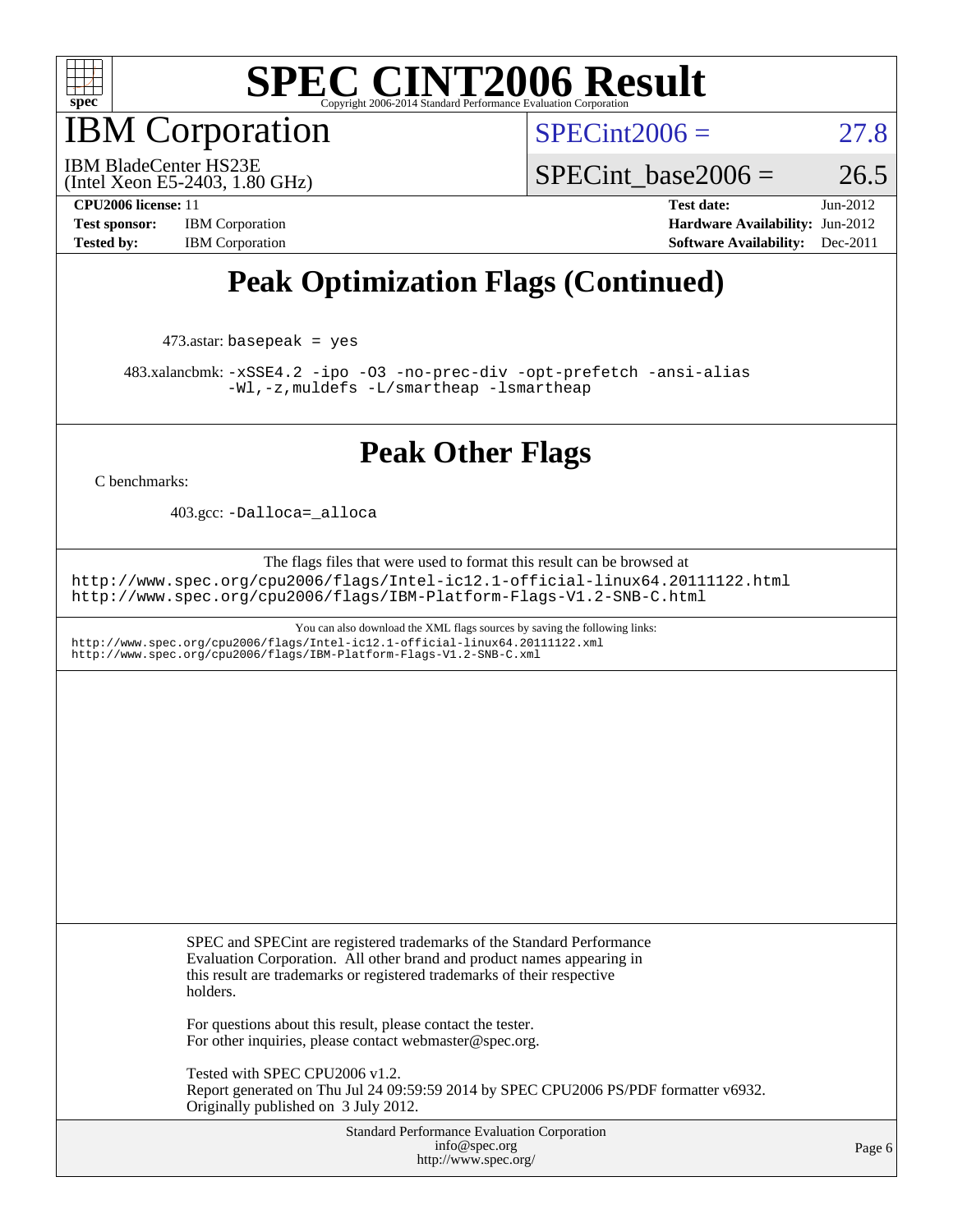# SPEC CINT2006 Result

Copyright 2006-2014 Standard Performance Evaluation Corporation

# IBM Corporation

IBM BladeCenter HS23E
(Intel Xeon E5-2403, 1.80 GHz)

SPECint2006 = 27.8

SPECint_base2006 = 26.5

**CPU2006 license:** 11
**Test sponsor:** IBM Corporation
**Tested by:** IBM Corporation

**Test date:** Jun-2012
**Hardware Availability:** Jun-2012
**Software Availability:** Dec-2011

## Peak Optimization Flags (Continued)

473.astar: basepeak = yes

483.xalancbmk: -xSSE4.2 -ipo -O3 -no-prec-div -opt-prefetch -ansi-alias -Wl,-z,muldefs -L/smartheap -lsmartheap

## Peak Other Flags

C benchmarks:

403.gcc: -Dalloca=_alloca

The flags files that were used to format this result can be browsed at
http://www.spec.org/cpu2006/flags/Intel-ic12.1-official-linux64.20111122.html
http://www.spec.org/cpu2006/flags/IBM-Platform-Flags-V1.2-SNB-C.html

You can also download the XML flags sources by saving the following links:
http://www.spec.org/cpu2006/flags/Intel-ic12.1-official-linux64.20111122.xml
http://www.spec.org/cpu2006/flags/IBM-Platform-Flags-V1.2-SNB-C.xml

SPEC and SPECint are registered trademarks of the Standard Performance Evaluation Corporation. All other brand and product names appearing in this result are trademarks or registered trademarks of their respective holders.

For questions about this result, please contact the tester.
For other inquiries, please contact webmaster@spec.org.

Tested with SPEC CPU2006 v1.2.
Report generated on Thu Jul 24 09:59:59 2014 by SPEC CPU2006 PS/PDF formatter v6932.
Originally published on 3 July 2012.

Standard Performance Evaluation Corporation
info@spec.org
http://www.spec.org/